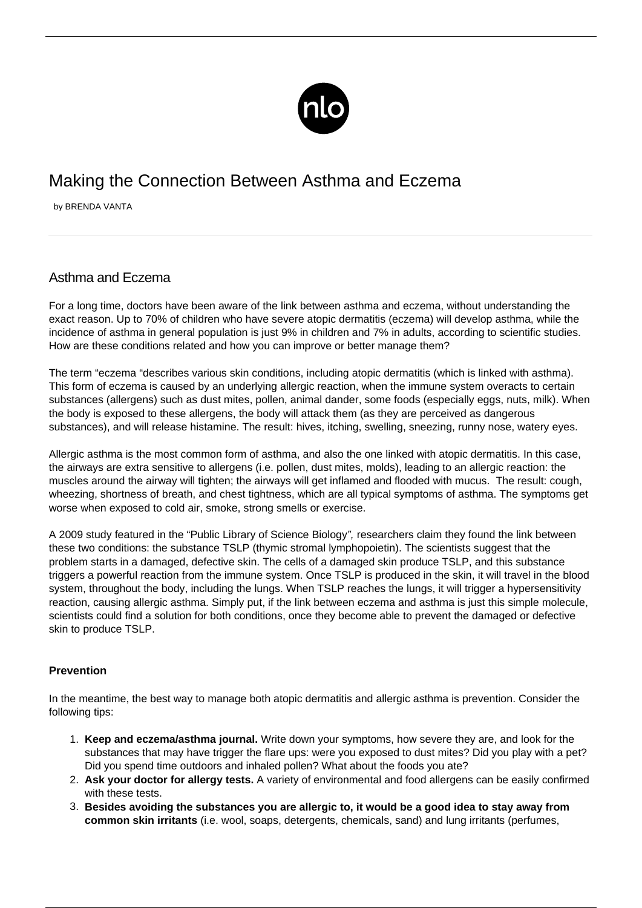# Making the Connection Between Asthma and Eczema

by BRENDA VANTA

## Asthma and Eczema

For a long time, doctors have been aware of the link between asthma and eczema, without understanding the exact reason. Up to 70% of children who have severe atopic dermatitis (eczema) will develop asthma, while the incidence of asthma in general population is just 9% in children and 7% in adults, according to scientific studies. How are these conditions related and how you can improve or better manage them?

The term "eczema "describes various skin conditions, including atopic dermatitis (which is linked with asthma). This form of eczema is caused by an underlying allergic reaction, when the immune system overacts to certain substances (allergens) such as dust mites, pollen, animal dander, some foods (especially eggs, nuts, milk). When the body is exposed to these allergens, the body will attack them (as they are perceived as dangerous substances), and will release histamine. The result: hives, itching, swelling, sneezing, runny nose, watery eyes.

Allergic asthma is the most common form of asthma, and also the one linked with atopic dermatitis. In this case, the airways are extra sensitive to allergens (i.e. pollen, dust mites, molds), leading to an allergic reaction: the muscles around the airway will tighten; the airways will get inflamed and flooded with mucus. The result: cough, wheezing, shortness of breath, and chest tightness, which are all typical symptoms of asthma. The symptoms get worse when exposed to cold air, smoke, strong smells or exercise.

A 2009 study featured in the "Public Library of Science Biology*",* researchers claim they found the link between these two conditions: the substance TSLP (thymic stromal lymphopoietin). The scientists suggest that the problem starts in a damaged, defective skin. The cells of a damaged skin produce TSLP, and this substance triggers a powerful reaction from the immune system. Once TSLP is produced in the skin, it will travel in the blood system, throughout the body, including the lungs. When TSLP reaches the lungs, it will trigger a hypersensitivity reaction, causing allergic asthma. Simply put, if the link between eczema and asthma is just this simple molecule, scientists could find a solution for both conditions, once they become able to prevent the damaged or defective skin to produce TSLP.

**Prevention**

In the meantime, the best way to manage both atopic dermatitis and allergic asthma is prevention. Consider the following tips:

1. **Keep and eczema/asthma journal.** Write down your symptoms, how severe they are, and look for the substances that may have trigger the flare ups: were you exposed to dust mites? Did you play with a pet? Did you spend time outdoors and inhaled pollen? What about the foods you ate?
2. **Ask your doctor for allergy tests.** A variety of environmental and food allergens can be easily confirmed with these tests.
3. **Besides avoiding the substances you are allergic to, it would be a good idea to stay away from common skin irritants** (i.e. wool, soaps, detergents, chemicals, sand) and lung irritants (perfumes,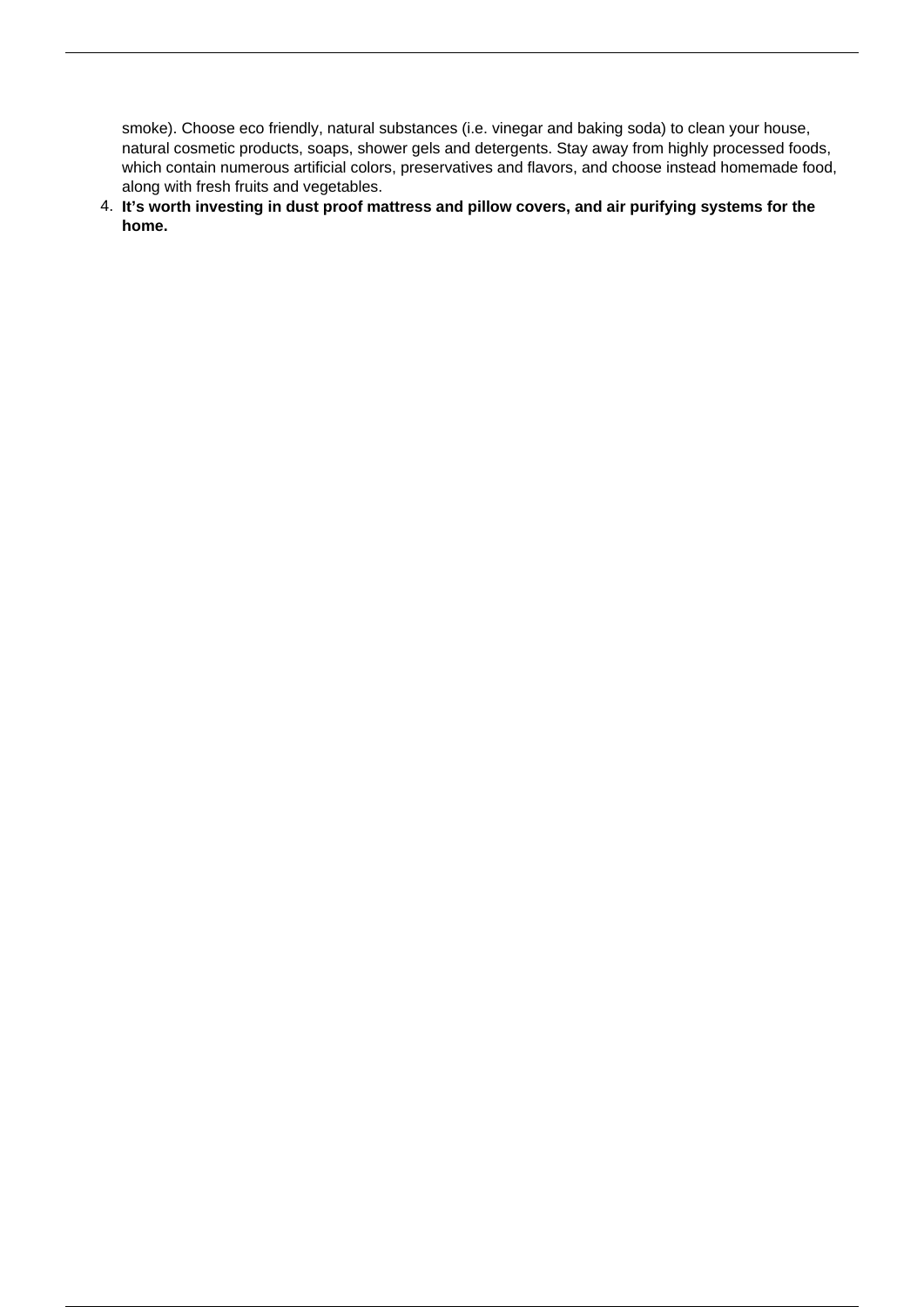smoke). Choose eco friendly, natural substances (i.e. vinegar and baking soda) to clean your house, natural cosmetic products, soaps, shower gels and detergents. Stay away from highly processed foods, which contain numerous artificial colors, preservatives and flavors, and choose instead homemade food, along with fresh fruits and vegetables.

4. **It's worth investing in dust proof mattress and pillow covers, and air purifying systems for the home.**